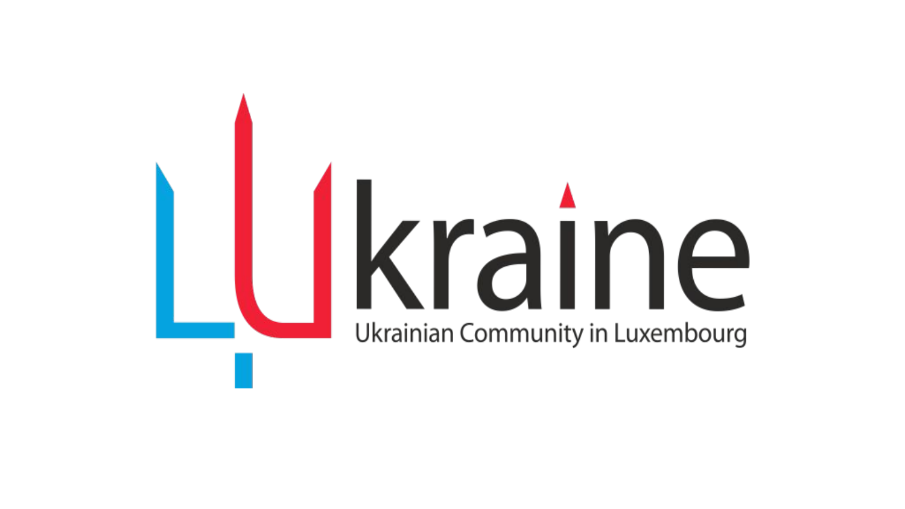# Ukraine

Ukrainian Community in Luxembourg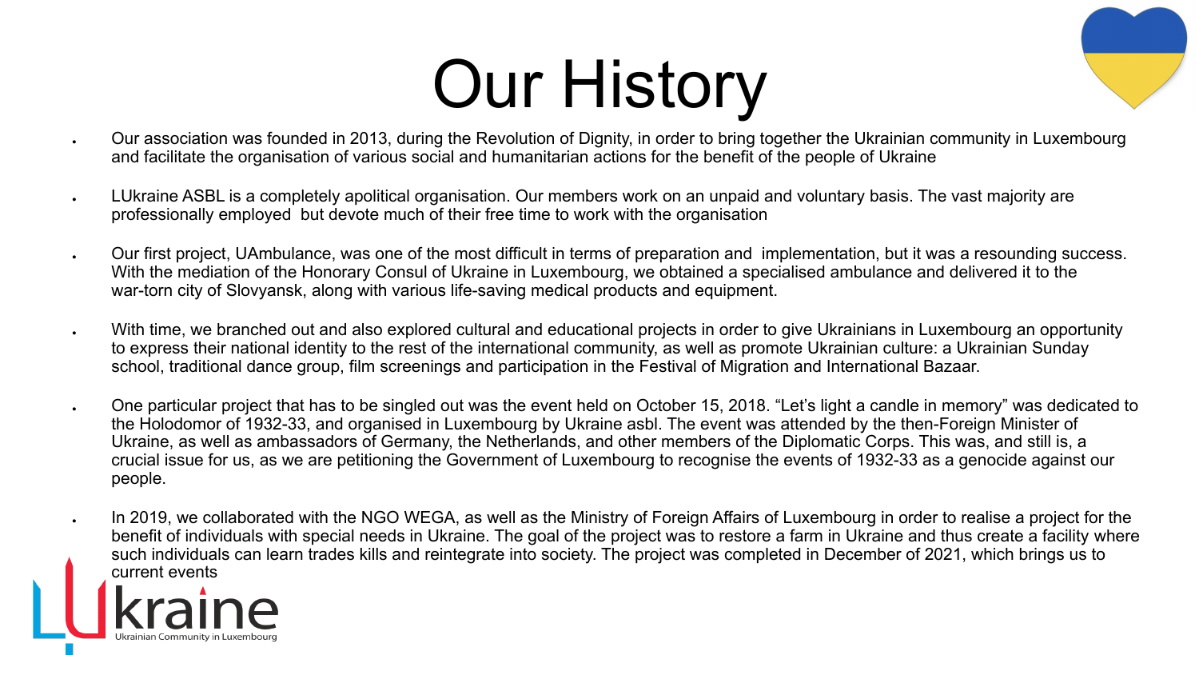# Our History

- Our association was founded in 2013, during the Revolution of Dignity, in order to bring together the Ukrainian community in Luxembourg and facilitate the organisation of various social and humanitarian actions for the benefit of the people of Ukraine
- LUkraine ASBL is a completely apolitical organisation. Our members work on an unpaid and voluntary basis. The vast majority are professionally employed but devote much of their free time to work with the organisation
- Our first project, UAmbulance, was one of the most difficult in terms of preparation and implementation, but it was a resounding success. With the mediation of the Honorary Consul of Ukraine in Luxembourg, we obtained a specialised ambulance and delivered it to the war-torn city of Slovyansk, along with various life-saving medical products and equipment.
- With time, we branched out and also explored cultural and educational projects in order to give Ukrainians in Luxembourg an opportunity to express their national identity to the rest of the international community, as well as promote Ukrainian culture: a Ukrainian Sunday school, traditional dance group, film screenings and participation in the Festival of Migration and International Bazaar.
- One particular project that has to be singled out was the event held on October 15, 2018. “Let’s light a candle in memory” was dedicated to the Holodomor of 1932-33, and organised in Luxembourg by Ukraine asbl. The event was attended by the then-Foreign Minister of Ukraine, as well as ambassadors of Germany, the Netherlands, and other members of the Diplomatic Corps. This was, and still is, a crucial issue for us, as we are petitioning the Government of Luxembourg to recognise the events of 1932-33 as a genocide against our people.
- In 2019, we collaborated with the NGO WEGA, as well as the Ministry of Foreign Affairs of Luxembourg in order to realise a project for the benefit of individuals with special needs in Ukraine. The goal of the project was to restore a farm in Ukraine and thus create a facility where such individuals can learn trades kills and reintegrate into society. The project was completed in December of 2021, which brings us to current events

LUkraine
Ukrainian Community in Luxembourg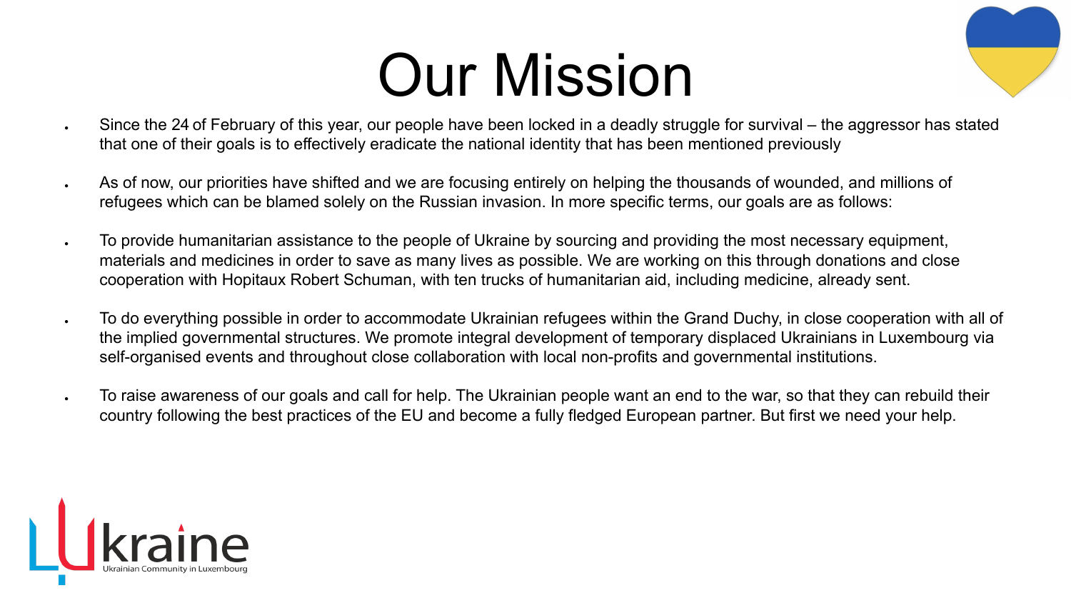# Our Mission

- Since the 24 of February of this year, our people have been locked in a deadly struggle for survival – the aggressor has stated that one of their goals is to effectively eradicate the national identity that has been mentioned previously
- As of now, our priorities have shifted and we are focusing entirely on helping the thousands of wounded, and millions of refugees which can be blamed solely on the Russian invasion. In more specific terms, our goals are as follows:
- To provide humanitarian assistance to the people of Ukraine by sourcing and providing the most necessary equipment, materials and medicines in order to save as many lives as possible. We are working on this through donations and close cooperation with Hopitaux Robert Schuman, with ten trucks of humanitarian aid, including medicine, already sent.
- To do everything possible in order to accommodate Ukrainian refugees within the Grand Duchy, in close cooperation with all of the implied governmental structures. We promote integral development of temporary displaced Ukrainians in Luxembourg via self-organised events and throughout close collaboration with local non-profits and governmental institutions.
- To raise awareness of our goals and call for help. The Ukrainian people want an end to the war, so that they can rebuild their country following the best practices of the EU and become a fully fledged European partner. But first we need your help.

LUkraine
Ukrainian Community in Luxembourg